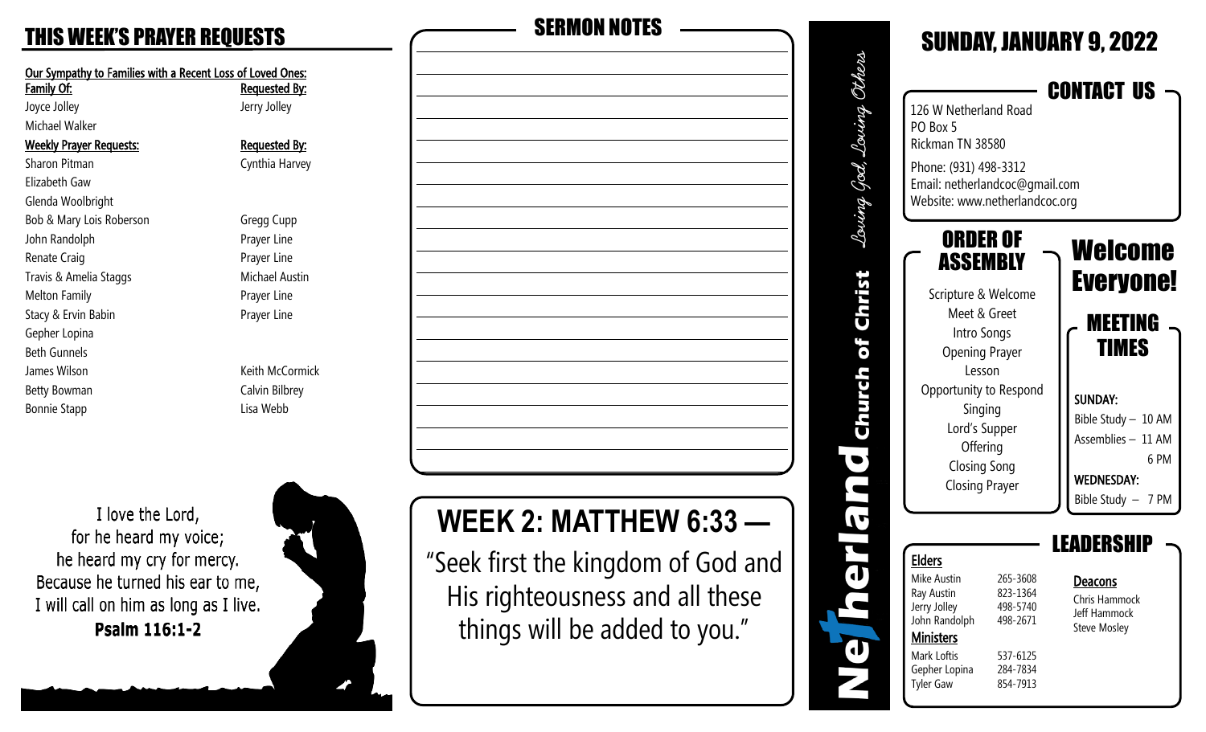# THIS WEEK'S PRAYER REQUESTS

**Our Sympathy to Families with a Recent Loss of Loved Ones:**

| Family Of: | Requested By: |
|---|---|
| Joyce Jolley | Jerry Jolley |
| Michael Walker | |

| Weekly Prayer Requests: | Requested By: |
|---|---|
| Sharon Pitman | Cynthia Harvey |
| Elizabeth Gaw | |
| Glenda Woolbright | |
| Bob & Mary Lois Roberson | Gregg Cupp |
| John Randolph | Prayer Line |
| Renate Craig | Prayer Line |
| Travis & Amelia Staggs | Michael Austin |
| Melton Family | Prayer Line |
| Stacy & Ervin Babin | Prayer Line |
| Gepher Lopina | |
| Beth Gunnels | |
| James Wilson | Keith McCormick |
| Betty Bowman | Calvin Bilbrey |
| Bonnie Stapp | Lisa Webb |

I love the Lord,
for he heard my voice;
he heard my cry for mercy.
Because he turned his ear to me,
I will call on him as long as I live.
**Psalm 116:1-2**

## SERMON NOTES

## WEEK 2: MATTHEW 6:33 —

"Seek first the kingdom of God and His righteousness and all these things will be added to you."

**Netherland Church of Christ** *Loving God, Loving Others*

# SUNDAY, JANUARY 9, 2022

## CONTACT US

126 W Netherland Road
PO Box 5
Rickman TN 38580

Phone: (931) 498-3312
Email: netherlandcoc@gmail.com
Website: www.netherlandcoc.org

## ORDER OF ASSEMBLY

Scripture & Welcome
Meet & Greet
Intro Songs
Opening Prayer
Lesson
Opportunity to Respond
Singing
Lord's Supper
Offering
Closing Song
Closing Prayer

## Welcome Everyone!

## MEETING TIMES

**SUNDAY:**
Bible Study – 10 AM
Assemblies – 11 AM
6 PM

**WEDNESDAY:**
Bible Study – 7 PM

## LEADERSHIP

**Elders**

| Name | Phone |
|---|---|
| Mike Austin | 265-3608 |
| Ray Austin | 823-1364 |
| Jerry Jolley | 498-5740 |
| John Randolph | 498-2671 |

**Ministers**

| Name | Phone |
|---|---|
| Mark Loftis | 537-6125 |
| Gepher Lopina | 284-7834 |
| Tyler Gaw | 854-7913 |

**Deacons**

Chris Hammock
Jeff Hammock
Steve Mosley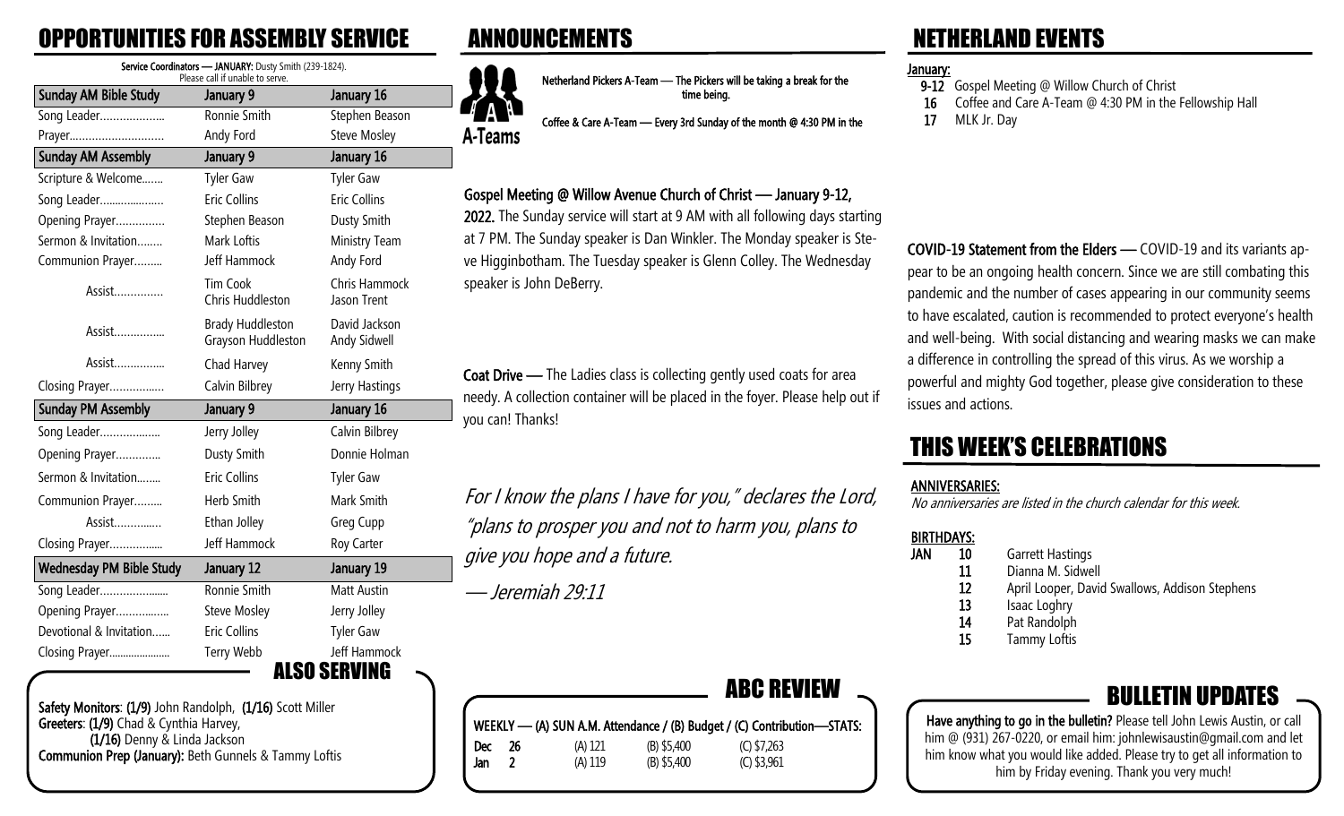# OPPORTUNITIES FOR ASSEMBLY SERVICE

**Service Coordinators — JANUARY:** Dusty Smith (239-1824).
Please call if unable to serve.

| Sunday AM Bible Study | January 9 | January 16 |
|---|---|---|
| Song Leader.................... | Ronnie Smith | Stephen Beason |
| Prayer............................. | Andy Ford | Steve Mosley |
| **Sunday AM Assembly** | **January 9** | **January 16** |
| Scripture & Welcome....... | Tyler Gaw | Tyler Gaw |
| Song Leader..................... | Eric Collins | Eric Collins |
| Opening Prayer............... | Stephen Beason | Dusty Smith |
| Sermon & Invitation........ | Mark Loftis | Ministry Team |
| Communion Prayer......... | Jeff Hammock | Andy Ford |
| Assist............... | Tim Cook, Chris Huddleston | Chris Hammock, Jason Trent |
| Assist................ | Brady Huddleston, Grayson Huddleston | David Jackson, Andy Sidwell |
| Assist................ | Chad Harvey | Kenny Smith |
| Closing Prayer................. | Calvin Bilbrey | Jerry Hastings |
| **Sunday PM Assembly** | **January 9** | **January 16** |
| Song Leader................... | Jerry Jolley | Calvin Bilbrey |
| Opening Prayer.............. | Dusty Smith | Donnie Holman |
| Sermon & Invitation........ | Eric Collins | Tyler Gaw |
| Communion Prayer......... | Herb Smith | Mark Smith |
| Assist............... | Ethan Jolley | Greg Cupp |
| Closing Prayer................ | Jeff Hammock | Roy Carter |
| **Wednesday PM Bible Study** | **January 12** | **January 19** |
| Song Leader..................... | Ronnie Smith | Matt Austin |
| Opening Prayer................ | Steve Mosley | Jerry Jolley |
| Devotional & Invitation...... | Eric Collins | Tyler Gaw |
| Closing Prayer..................... | Terry Webb | Jeff Hammock |

## ALSO SERVING

**Safety Monitors**: **(1/9)** John Randolph, **(1/16)** Scott Miller
**Greeters**: **(1/9)** Chad & Cynthia Harvey, **(1/16)** Denny & Linda Jackson
**Communion Prep (January):** Beth Gunnels & Tammy Loftis

# ANNOUNCEMENTS

A-Teams

**Netherland Pickers A-Team — The Pickers will be taking a break for the time being.**

**Coffee & Care A-Team — Every 3rd Sunday of the month @ 4:30 PM in the**

**Gospel Meeting @ Willow Avenue Church of Christ — January 9-12, 2022.** The Sunday service will start at 9 AM with all following days starting at 7 PM. The Sunday speaker is Dan Winkler. The Monday speaker is Steve Higginbotham. The Tuesday speaker is Glenn Colley. The Wednesday speaker is John DeBerry.

**Coat Drive —** The Ladies class is collecting gently used coats for area needy. A collection container will be placed in the foyer. Please help out if you can! Thanks!

*For I know the plans I have for you," declares the Lord, "plans to prosper you and not to harm you, plans to give you hope and a future.*

*— Jeremiah 29:11*

## ABC REVIEW

**WEEKLY — (A) SUN A.M. Attendance / (B) Budget / (C) Contribution—STATS:**

| | | | |
|---|---|---|---|
| **Dec 26** | (A) 121 | (B) $5,400 | (C) $7,263 |
| **Jan 2** | (A) 119 | (B) $5,400 | (C) $3,961 |

# NETHERLAND EVENTS

**January:**

- **9-12** Gospel Meeting @ Willow Church of Christ
- **16** Coffee and Care A-Team @ 4:30 PM in the Fellowship Hall
- **17** MLK Jr. Day

**COVID-19 Statement from the Elders —** COVID-19 and its variants appear to be an ongoing health concern. Since we are still combating this pandemic and the number of cases appearing in our community seems to have escalated, caution is recommended to protect everyone's health and well-being. With social distancing and wearing masks we can make a difference in controlling the spread of this virus. As we worship a powerful and mighty God together, please give consideration to these issues and actions.

# THIS WEEK'S CELEBRATIONS

**ANNIVERSARIES:**

*No anniversaries are listed in the church calendar for this week.*

**BIRTHDAYS:**

**JAN**
- **10** Garrett Hastings
- **11** Dianna M. Sidwell
- **12** April Looper, David Swallows, Addison Stephens
- **13** Isaac Loghry
- **14** Pat Randolph
- **15** Tammy Loftis

## BULLETIN UPDATES

**Have anything to go in the bulletin?** Please tell John Lewis Austin, or call him @ (931) 267-0220, or email him: johnlewisaustin@gmail.com and let him know what you would like added. Please try to get all information to him by Friday evening. Thank you very much!